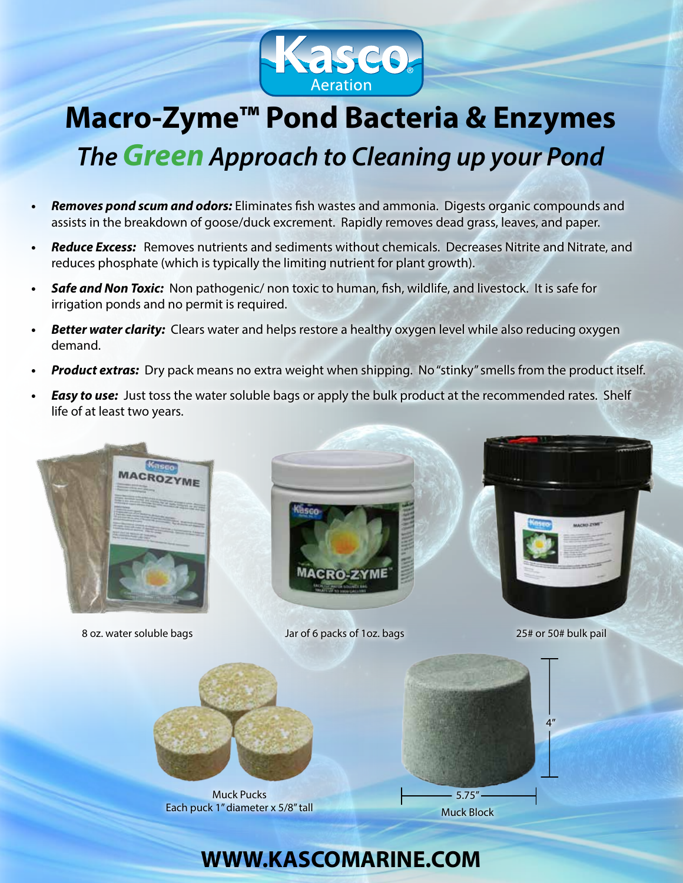Kasco Aeration

# Macro-Zyme™ Pond Bacteria & Enzymes

## *The Green Approach to Cleaning up your Pond*

- ***Removes pond scum and odors:*** Eliminates fish wastes and ammonia. Digests organic compounds and assists in the breakdown of goose/duck excrement. Rapidly removes dead grass, leaves, and paper.
- ***Reduce Excess:*** Removes nutrients and sediments without chemicals. Decreases Nitrite and Nitrate, and reduces phosphate (which is typically the limiting nutrient for plant growth).
- ***Safe and Non Toxic:*** Non pathogenic/ non toxic to human, fish, wildlife, and livestock. It is safe for irrigation ponds and no permit is required.
- ***Better water clarity:*** Clears water and helps restore a healthy oxygen level while also reducing oxygen demand.
- ***Product extras:*** Dry pack means no extra weight when shipping. No "stinky" smells from the product itself.
- ***Easy to use:*** Just toss the water soluble bags or apply the bulk product at the recommended rates. Shelf life of at least two years.

8 oz. water soluble bags

Jar of 6 packs of 1oz. bags

25# or 50# bulk pail

Muck Pucks
Each puck 1" diameter x 5/8" tall

4"

5.75"

Muck Block

## WWW.KASCOMARINE.COM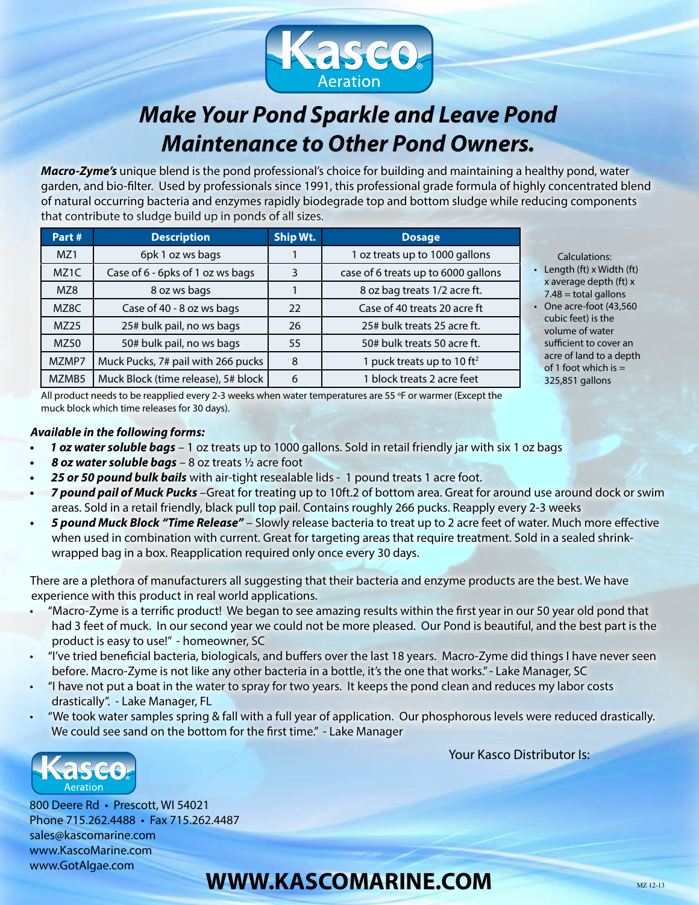# Kasco Aeration

## *Make Your Pond Sparkle and Leave Pond Maintenance to Other Pond Owners.*

***Macro-Zyme's*** unique blend is the pond professional's choice for building and maintaining a healthy pond, water garden, and bio-filter. Used by professionals since 1991, this professional grade formula of highly concentrated blend of natural occurring bacteria and enzymes rapidly biodegrade top and bottom sludge while reducing components that contribute to sludge build up in ponds of all sizes.

| Part # | Description | Ship Wt. | Dosage |
|---|---|---|---|
| MZ1 | 6pk 1 oz ws bags | 1 | 1 oz treats up to 1000 gallons |
| MZ1C | Case of 6 - 6pks of 1 oz ws bags | 3 | case of 6 treats up to 6000 gallons |
| MZ8 | 8 oz ws bags | 1 | 8 oz bag treats 1/2 acre ft. |
| MZ8C | Case of 40 - 8 oz ws bags | 22 | Case of 40 treats 20 acre ft |
| MZ25 | 25# bulk pail, no ws bags | 26 | 25# bulk treats 25 acre ft. |
| MZ50 | 50# bulk pail, no ws bags | 55 | 50# bulk treats 50 acre ft. |
| MZMP7 | Muck Pucks, 7# pail with 266 pucks | 8 | 1 puck treats up to 10 $ft^2$ |
| MZMB5 | Muck Block (time release), 5# block | 6 | 1 block treats 2 acre feet |

All product needs to be reapplied every 2-3 weeks when water temperatures are 55 °F or warmer (Except the muck block which time releases for 30 days).

Calculations:

- Length (ft) x Width (ft) x average depth (ft) x 7.48 = total gallons
- One acre-foot (43,560 cubic feet) is the volume of water sufficient to cover an acre of land to a depth of 1 foot which is = 325,851 gallons

***Available in the following forms:***

- ***1 oz water soluble bags*** – 1 oz treats up to 1000 gallons. Sold in retail friendly jar with six 1 oz bags
- ***8 oz water soluble bags*** – 8 oz treats ½ acre foot
- ***25 or 50 pound bulk bails*** with air-tight resealable lids - 1 pound treats 1 acre foot.
- ***7 pound pail of Muck Pucks*** –Great for treating up to 10ft.2 of bottom area. Great for around use around dock or swim areas. Sold in a retail friendly, black pull top pail. Contains roughly 266 pucks. Reapply every 2-3 weeks
- ***5 pound Muck Block "Time Release"*** – Slowly release bacteria to treat up to 2 acre feet of water. Much more effective when used in combination with current. Great for targeting areas that require treatment. Sold in a sealed shrink-wrapped bag in a box. Reapplication required only once every 30 days.

There are a plethora of manufacturers all suggesting that their bacteria and enzyme products are the best. We have experience with this product in real world applications.

- "Macro-Zyme is a terrific product! We began to see amazing results within the first year in our 50 year old pond that had 3 feet of muck. In our second year we could not be more pleased. Our Pond is beautiful, and the best part is the product is easy to use!" - homeowner, SC
- "I've tried beneficial bacteria, biologicals, and buffers over the last 18 years. Macro-Zyme did things I have never seen before. Macro-Zyme is not like any other bacteria in a bottle, it's the one that works." - Lake Manager, SC
- "I have not put a boat in the water to spray for two years. It keeps the pond clean and reduces my labor costs drastically". - Lake Manager, FL
- "We took water samples spring & fall with a full year of application. Our phosphorous levels were reduced drastically. We could see sand on the bottom for the first time." - Lake Manager

Your Kasco Distributor Is:

Kasco Aeration

800 Deere Rd • Prescott, WI 54021
Phone 715.262.4488 • Fax 715.262.4487
sales@kascomarine.com
www.KascoMarine.com
www.GotAlgae.com

**WWW.KASCOMARINE.COM**

MZ 12-13